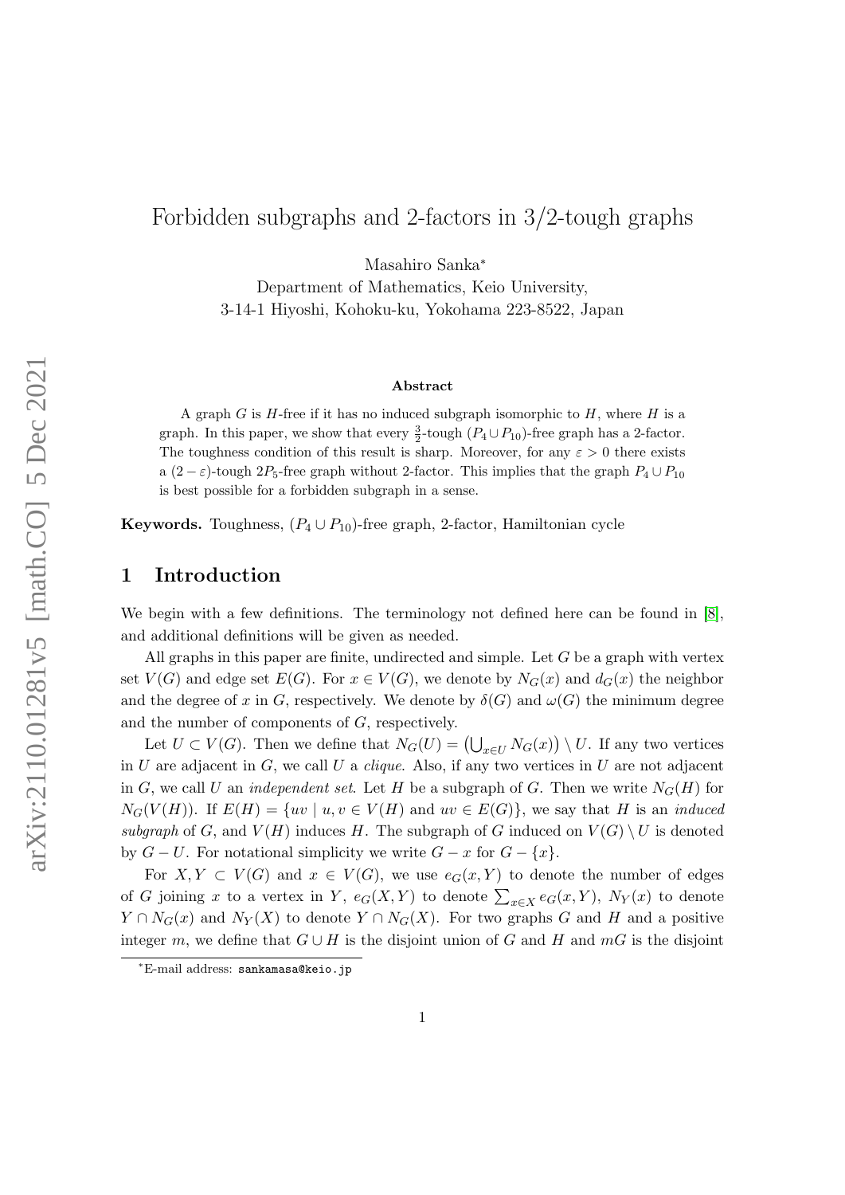# Forbidden subgraphs and 2-factors in 3/2-tough graphs

Masahiro Sanka*

Department of Mathematics, Keio University,
3-14-1 Hiyoshi, Kohoku-ku, Yokohama 223-8522, Japan

**Abstract**

A graph $G$ is $H$-free if it has no induced subgraph isomorphic to $H$, where $H$ is a graph. In this paper, we show that every $\frac{3}{2}$-tough $(P_4 \cup P_{10})$-free graph has a 2-factor. The toughness condition of this result is sharp. Moreover, for any $\varepsilon > 0$ there exists a $(2-\varepsilon)$-tough $2P_5$-free graph without 2-factor. This implies that the graph $P_4 \cup P_{10}$ is best possible for a forbidden subgraph in a sense.

**Keywords.** Toughness, $(P_4 \cup P_{10})$-free graph, 2-factor, Hamiltonian cycle

## 1 Introduction

We begin with a few definitions. The terminology not defined here can be found in [8], and additional definitions will be given as needed.

All graphs in this paper are finite, undirected and simple. Let $G$ be a graph with vertex set $V(G)$ and edge set $E(G)$. For $x \in V(G)$, we denote by $N_G(x)$ and $d_G(x)$ the neighbor and the degree of $x$ in $G$, respectively. We denote by $\delta(G)$ and $\omega(G)$ the minimum degree and the number of components of $G$, respectively.

Let $U \subset V(G)$. Then we define that $N_G(U) = \left(\bigcup_{x \in U} N_G(x)\right) \setminus U$. If any two vertices in $U$ are adjacent in $G$, we call $U$ a *clique*. Also, if any two vertices in $U$ are not adjacent in $G$, we call $U$ an *independent set*. Let $H$ be a subgraph of $G$. Then we write $N_G(H)$ for $N_G(V(H))$. If $E(H) = \{uv \mid u, v \in V(H) \text{ and } uv \in E(G)\}$, we say that $H$ is an *induced subgraph* of $G$, and $V(H)$ induces $H$. The subgraph of $G$ induced on $V(G) \setminus U$ is denoted by $G - U$. For notational simplicity we write $G - x$ for $G - \{x\}$.

For $X, Y \subset V(G)$ and $x \in V(G)$, we use $e_G(x, Y)$ to denote the number of edges of $G$ joining $x$ to a vertex in $Y$, $e_G(X, Y)$ to denote $\sum_{x \in X} e_G(x, Y)$, $N_Y(x)$ to denote $Y \cap N_G(x)$ and $N_Y(X)$ to denote $Y \cap N_G(X)$. For two graphs $G$ and $H$ and a positive integer $m$, we define that $G \cup H$ is the disjoint union of $G$ and $H$ and $mG$ is the disjoint

*E-mail address: sankamasa@keio.jp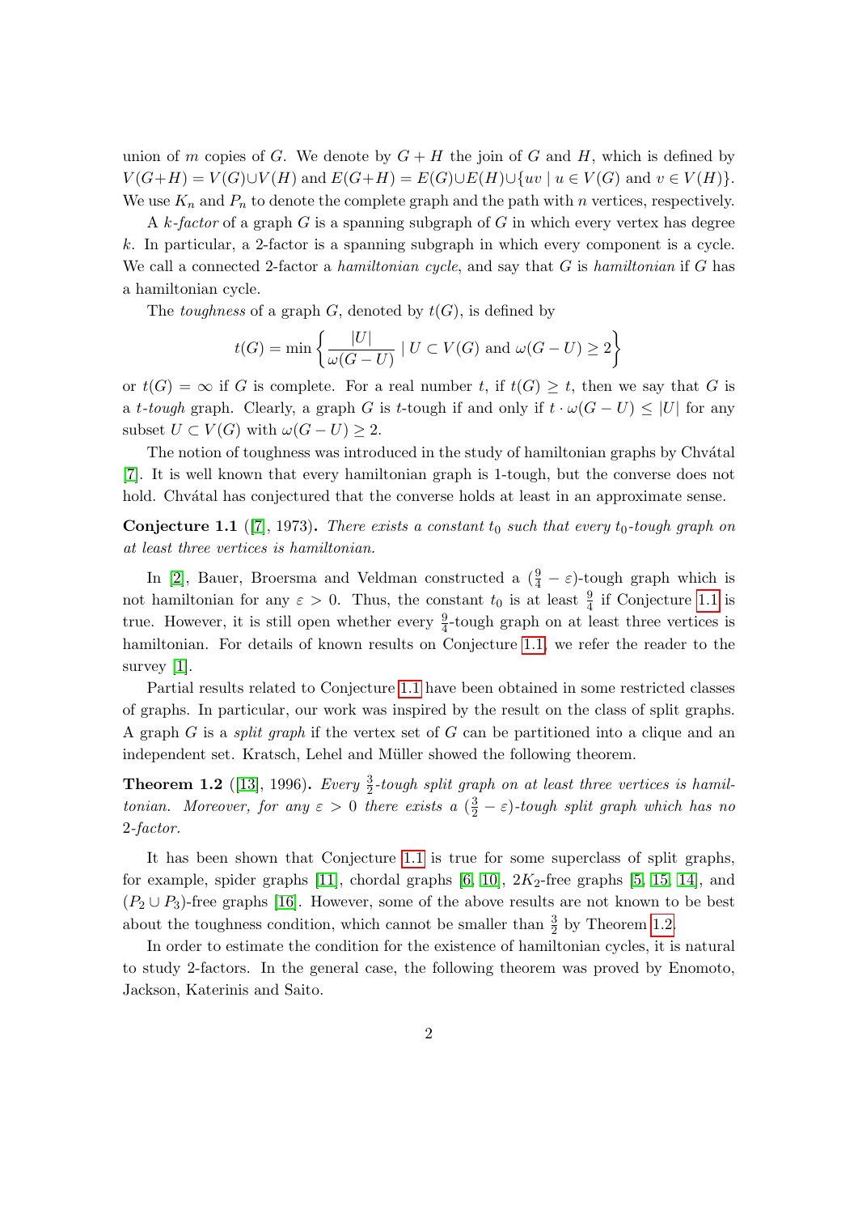union of $m$ copies of $G$. We denote by $G + H$ the join of $G$ and $H$, which is defined by $V(G+H) = V(G) \cup V(H)$ and $E(G+H) = E(G) \cup E(H) \cup \{uv \mid u \in V(G) \text{ and } v \in V(H)\}$. We use $K_n$ and $P_n$ to denote the complete graph and the path with $n$ vertices, respectively.

A *$k$-factor* of a graph $G$ is a spanning subgraph of $G$ in which every vertex has degree $k$. In particular, a 2-factor is a spanning subgraph in which every component is a cycle. We call a connected 2-factor a *hamiltonian cycle*, and say that $G$ is *hamiltonian* if $G$ has a hamiltonian cycle.

The *toughness* of a graph $G$, denoted by $t(G)$, is defined by

$$t(G) = \min \left\{ \frac{|U|}{\omega(G-U)} \mid U \subset V(G) \text{ and } \omega(G-U) \geq 2 \right\}$$

or $t(G) = \infty$ if $G$ is complete. For a real number $t$, if $t(G) \geq t$, then we say that $G$ is a *$t$-tough* graph. Clearly, a graph $G$ is $t$-tough if and only if $t \cdot \omega(G-U) \leq |U|$ for any subset $U \subset V(G)$ with $\omega(G-U) \geq 2$.

The notion of toughness was introduced in the study of hamiltonian graphs by Chvátal [7]. It is well known that every hamiltonian graph is 1-tough, but the converse does not hold. Chvátal has conjectured that the converse holds at least in an approximate sense.

**Conjecture 1.1** ([7], 1973)**.** *There exists a constant $t_0$ such that every $t_0$-tough graph on at least three vertices is hamiltonian.*

In [2], Bauer, Broersma and Veldman constructed a $(\frac{9}{4} - \varepsilon)$-tough graph which is not hamiltonian for any $\varepsilon > 0$. Thus, the constant $t_0$ is at least $\frac{9}{4}$ if Conjecture 1.1 is true. However, it is still open whether every $\frac{9}{4}$-tough graph on at least three vertices is hamiltonian. For details of known results on Conjecture 1.1, we refer the reader to the survey [1].

Partial results related to Conjecture 1.1 have been obtained in some restricted classes of graphs. In particular, our work was inspired by the result on the class of split graphs. A graph $G$ is a *split graph* if the vertex set of $G$ can be partitioned into a clique and an independent set. Kratsch, Lehel and Müller showed the following theorem.

**Theorem 1.2** ([13], 1996)**.** *Every $\frac{3}{2}$-tough split graph on at least three vertices is hamiltonian. Moreover, for any $\varepsilon > 0$ there exists a $(\frac{3}{2} - \varepsilon)$-tough split graph which has no 2-factor.*

It has been shown that Conjecture 1.1 is true for some superclass of split graphs, for example, spider graphs [11], chordal graphs [6, 10], $2K_2$-free graphs [5, 15, 14], and $(P_2 \cup P_3)$-free graphs [16]. However, some of the above results are not known to be best about the toughness condition, which cannot be smaller than $\frac{3}{2}$ by Theorem 1.2.

In order to estimate the condition for the existence of hamiltonian cycles, it is natural to study 2-factors. In the general case, the following theorem was proved by Enomoto, Jackson, Katerinis and Saito.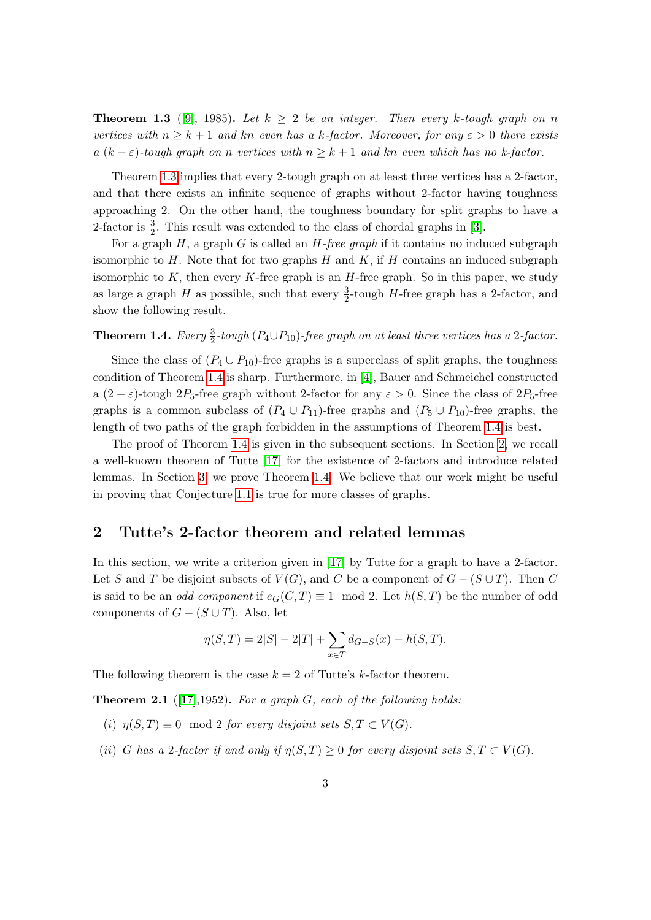**Theorem 1.3** ([9], 1985)**.** *Let $k \geq 2$ be an integer. Then every $k$-tough graph on $n$ vertices with $n \geq k+1$ and $kn$ even has a $k$-factor. Moreover, for any $\varepsilon > 0$ there exists a $(k-\varepsilon)$-tough graph on $n$ vertices with $n \geq k+1$ and $kn$ even which has no $k$-factor.*

Theorem 1.3 implies that every 2-tough graph on at least three vertices has a 2-factor, and that there exists an infinite sequence of graphs without 2-factor having toughness approaching 2. On the other hand, the toughness boundary for split graphs to have a 2-factor is $\frac{3}{2}$. This result was extended to the class of chordal graphs in [3].

For a graph $H$, a graph $G$ is called an *$H$-free graph* if it contains no induced subgraph isomorphic to $H$. Note that for two graphs $H$ and $K$, if $H$ contains an induced subgraph isomorphic to $K$, then every $K$-free graph is an $H$-free graph. So in this paper, we study as large a graph $H$ as possible, such that every $\frac{3}{2}$-tough $H$-free graph has a 2-factor, and show the following result.

**Theorem 1.4.** *Every $\frac{3}{2}$-tough $(P_4 \cup P_{10})$-free graph on at least three vertices has a 2-factor.*

Since the class of $(P_4 \cup P_{10})$-free graphs is a superclass of split graphs, the toughness condition of Theorem 1.4 is sharp. Furthermore, in [4], Bauer and Schmeichel constructed a $(2-\varepsilon)$-tough $2P_5$-free graph without 2-factor for any $\varepsilon > 0$. Since the class of $2P_5$-free graphs is a common subclass of $(P_4 \cup P_{11})$-free graphs and $(P_5 \cup P_{10})$-free graphs, the length of two paths of the graph forbidden in the assumptions of Theorem 1.4 is best.

The proof of Theorem 1.4 is given in the subsequent sections. In Section 2, we recall a well-known theorem of Tutte [17] for the existence of 2-factors and introduce related lemmas. In Section 3, we prove Theorem 1.4. We believe that our work might be useful in proving that Conjecture 1.1 is true for more classes of graphs.

## 2 Tutte's 2-factor theorem and related lemmas

In this section, we write a criterion given in [17] by Tutte for a graph to have a 2-factor. Let $S$ and $T$ be disjoint subsets of $V(G)$, and $C$ be a component of $G-(S \cup T)$. Then $C$ is said to be an *odd component* if $e_G(C,T) \equiv 1 \mod 2$. Let $h(S,T)$ be the number of odd components of $G-(S \cup T)$. Also, let

$$\eta(S,T) = 2|S| - 2|T| + \sum_{x \in T} d_{G-S}(x) - h(S,T).$$

The following theorem is the case $k=2$ of Tutte's $k$-factor theorem.

**Theorem 2.1** ([17],1952)**.** *For a graph $G$, each of the following holds:*

*(i) $\eta(S,T) \equiv 0 \mod 2$ for every disjoint sets $S, T \subset V(G)$.*

*(ii) $G$ has a 2-factor if and only if $\eta(S,T) \geq 0$ for every disjoint sets $S, T \subset V(G)$.*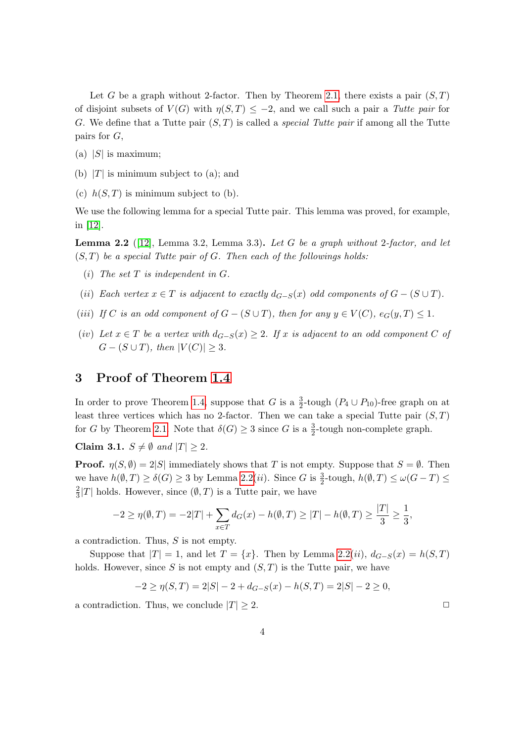Let $G$ be a graph without 2-factor. Then by Theorem 2.1, there exists a pair $(S, T)$ of disjoint subsets of $V(G)$ with $\eta(S, T) \leq -2$, and we call such a pair a *Tutte pair* for $G$. We define that a Tutte pair $(S, T)$ is called a *special Tutte pair* if among all the Tutte pairs for $G$,

(a) $|S|$ is maximum;

(b) $|T|$ is minimum subject to (a); and

(c) $h(S, T)$ is minimum subject to (b).

We use the following lemma for a special Tutte pair. This lemma was proved, for example, in [12].

**Lemma 2.2** ([12], Lemma 3.2, Lemma 3.3)**.** *Let $G$ be a graph without 2-factor, and let $(S, T)$ be a special Tutte pair of $G$. Then each of the followings holds:*

(*i*) *The set $T$ is independent in $G$.*

(*ii*) *Each vertex $x \in T$ is adjacent to exactly $d_{G-S}(x)$ odd components of $G - (S \cup T)$.*

(*iii*) *If $C$ is an odd component of $G - (S \cup T)$, then for any $y \in V(C)$, $e_G(y, T) \leq 1$.*

(*iv*) *Let $x \in T$ be a vertex with $d_{G-S}(x) \geq 2$. If $x$ is adjacent to an odd component $C$ of $G - (S \cup T)$, then $|V(C)| \geq 3$.*

## 3 Proof of Theorem 1.4

In order to prove Theorem 1.4, suppose that $G$ is a $\frac{3}{2}$-tough $(P_4 \cup P_{10})$-free graph on at least three vertices which has no 2-factor. Then we can take a special Tutte pair $(S, T)$ for $G$ by Theorem 2.1. Note that $\delta(G) \geq 3$ since $G$ is a $\frac{3}{2}$-tough non-complete graph.

**Claim 3.1.** *$S \neq \emptyset$ and $|T| \geq 2$.*

**Proof.** $\eta(S, \emptyset) = 2|S|$ immediately shows that $T$ is not empty. Suppose that $S = \emptyset$. Then we have $h(\emptyset, T) \geq \delta(G) \geq 3$ by Lemma 2.2(*ii*). Since $G$ is $\frac{3}{2}$-tough, $h(\emptyset, T) \leq \omega(G - T) \leq \frac{2}{3}|T|$ holds. However, since $(\emptyset, T)$ is a Tutte pair, we have

$$-2 \geq \eta(\emptyset, T) = -2|T| + \sum_{x \in T} d_G(x) - h(\emptyset, T) \geq |T| - h(\emptyset, T) \geq \frac{|T|}{3} \geq \frac{1}{3},$$

a contradiction. Thus, $S$ is not empty.

Suppose that $|T| = 1$, and let $T = \{x\}$. Then by Lemma 2.2(*ii*), $d_{G-S}(x) = h(S, T)$ holds. However, since $S$ is not empty and $(S, T)$ is the Tutte pair, we have

$$-2 \geq \eta(S, T) = 2|S| - 2 + d_{G-S}(x) - h(S, T) = 2|S| - 2 \geq 0,$$

a contradiction. Thus, we conclude $|T| \geq 2$. $\square$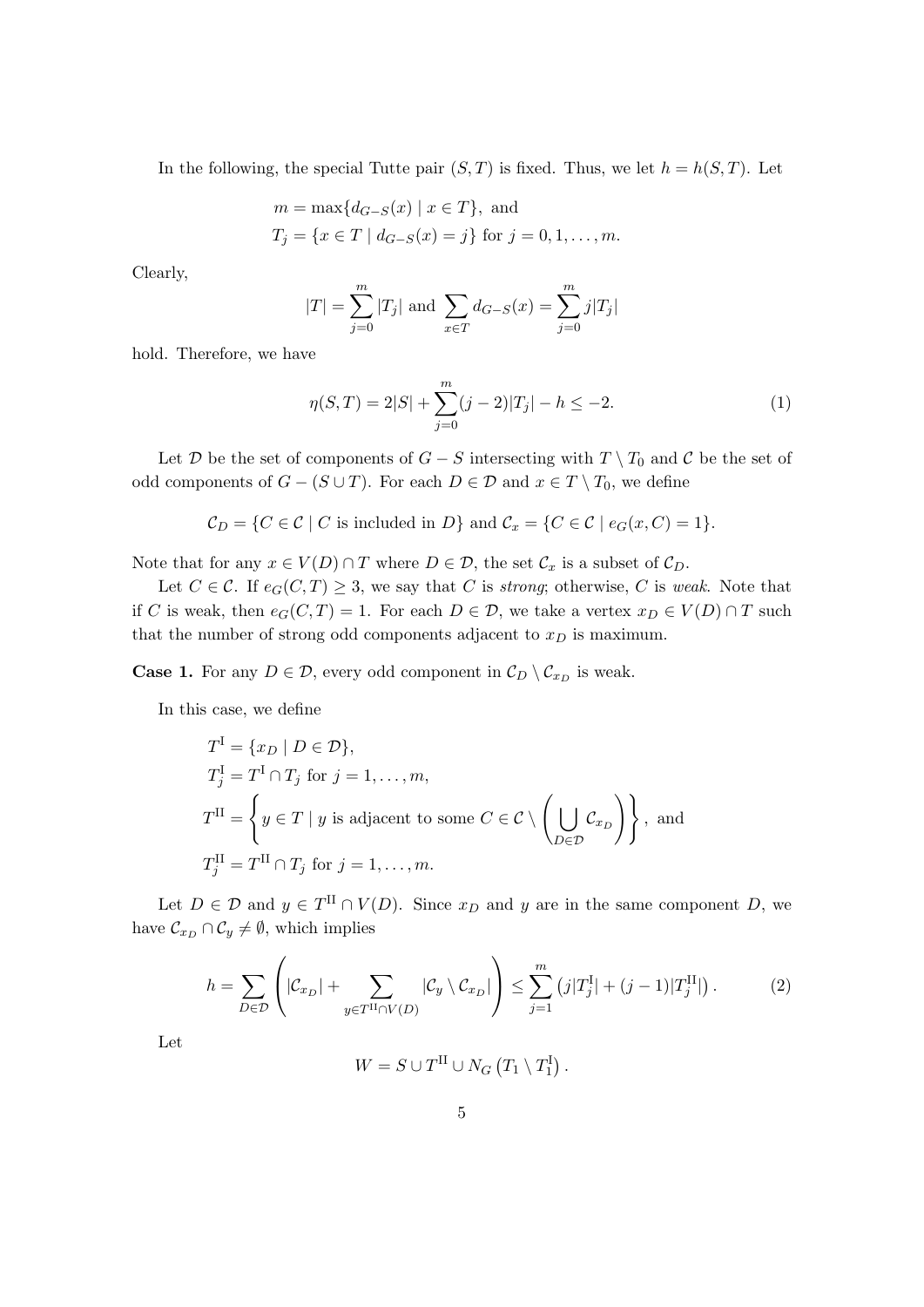In the following, the special Tutte pair $(S, T)$ is fixed. Thus, we let $h = h(S, T)$. Let

$$
\begin{aligned}
&m = \max\{d_{G-S}(x) \mid x \in T\}, \text{ and} \\
&T_j = \{x \in T \mid d_{G-S}(x) = j\} \text{ for } j = 0, 1, \dots, m.
\end{aligned}
$$

Clearly,

$$
|T| = \sum_{j=0}^{m} |T_j| \text{ and } \sum_{x \in T} d_{G-S}(x) = \sum_{j=0}^{m} j|T_j|
$$

hold. Therefore, we have

$$
\eta(S, T) = 2|S| + \sum_{j=0}^{m} (j-2)|T_j| - h \leq -2. \tag{1}
$$

Let $\mathcal{D}$ be the set of components of $G - S$ intersecting with $T \setminus T_0$ and $\mathcal{C}$ be the set of odd components of $G - (S \cup T)$. For each $D \in \mathcal{D}$ and $x \in T \setminus T_0$, we define

$$
\mathcal{C}_D = \{C \in \mathcal{C} \mid C \text{ is included in } D\} \text{ and } \mathcal{C}_x = \{C \in \mathcal{C} \mid e_G(x, C) = 1\}.
$$

Note that for any $x \in V(D) \cap T$ where $D \in \mathcal{D}$, the set $\mathcal{C}_x$ is a subset of $\mathcal{C}_D$.

Let $C \in \mathcal{C}$. If $e_G(C, T) \geq 3$, we say that $C$ is *strong*; otherwise, $C$ is *weak*. Note that if $C$ is weak, then $e_G(C, T) = 1$. For each $D \in \mathcal{D}$, we take a vertex $x_D \in V(D) \cap T$ such that the number of strong odd components adjacent to $x_D$ is maximum.

**Case 1.** For any $D \in \mathcal{D}$, every odd component in $\mathcal{C}_D \setminus \mathcal{C}_{x_D}$ is weak.

In this case, we define

$$
\begin{aligned}
&T^{\mathrm{I}} = \{x_D \mid D \in \mathcal{D}\}, \\
&T^{\mathrm{I}}_j = T^{\mathrm{I}} \cap T_j \text{ for } j = 1, \dots, m, \\
&T^{\mathrm{II}} = \left\{ y \in T \mid y \text{ is adjacent to some } C \in \mathcal{C} \setminus \left( \bigcup_{D \in \mathcal{D}} \mathcal{C}_{x_D} \right) \right\}, \text{ and} \\
&T^{\mathrm{II}}_j = T^{\mathrm{II}} \cap T_j \text{ for } j = 1, \dots, m.
\end{aligned}
$$

Let $D \in \mathcal{D}$ and $y \in T^{\mathrm{II}} \cap V(D)$. Since $x_D$ and $y$ are in the same component $D$, we have $\mathcal{C}_{x_D} \cap \mathcal{C}_y \neq \emptyset$, which implies

$$
h = \sum_{D \in \mathcal{D}} \left( |\mathcal{C}_{x_D}| + \sum_{y \in T^{\mathrm{II}} \cap V(D)} |\mathcal{C}_y \setminus \mathcal{C}_{x_D}| \right) \leq \sum_{j=1}^{m} \left( j|T^{\mathrm{I}}_j| + (j-1)|T^{\mathrm{II}}_j| \right). \tag{2}
$$

Let

$$
W = S \cup T^{\mathrm{II}} \cup N_G\left(T_1 \setminus T^{\mathrm{I}}_1\right).
$$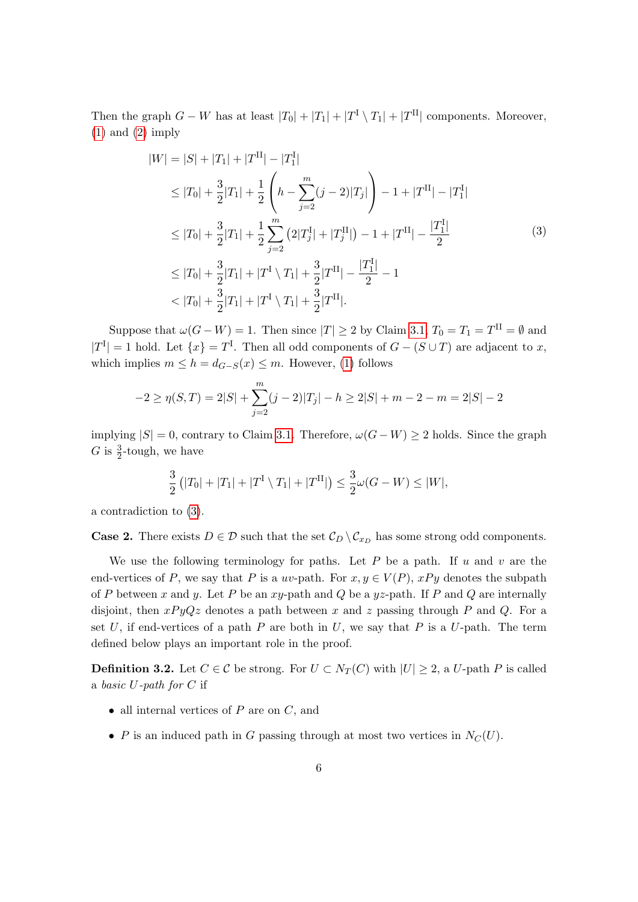Then the graph $G - W$ has at least $|T_0| + |T_1| + |T^{\mathrm{I}} \setminus T_1| + |T^{\mathrm{II}}|$ components. Moreover, (1) and (2) imply

$$
\begin{aligned}
|W| &= |S| + |T_1| + |T^{\mathrm{II}}| - |T_1^{\mathrm{I}}| \\
&\leq |T_0| + \frac{3}{2}|T_1| + \frac{1}{2}\left(h - \sum_{j=2}^{m}(j-2)|T_j|\right) - 1 + |T^{\mathrm{II}}| - |T_1^{\mathrm{I}}| \\
&\leq |T_0| + \frac{3}{2}|T_1| + \frac{1}{2}\sum_{j=2}^{m}\left(2|T_j^{\mathrm{I}}| + |T_j^{\mathrm{II}}|\right) - 1 + |T^{\mathrm{II}}| - \frac{|T_1^{\mathrm{I}}|}{2} \\
&\leq |T_0| + \frac{3}{2}|T_1| + |T^{\mathrm{I}} \setminus T_1| + \frac{3}{2}|T^{\mathrm{II}}| - \frac{|T_1^{\mathrm{I}}|}{2} - 1 \\
&< |T_0| + \frac{3}{2}|T_1| + |T^{\mathrm{I}} \setminus T_1| + \frac{3}{2}|T^{\mathrm{II}}|.
\end{aligned} \tag{3}
$$

Suppose that $\omega(G - W) = 1$. Then since $|T| \geq 2$ by Claim 3.1, $T_0 = T_1 = T^{\mathrm{II}} = \emptyset$ and $|T^{\mathrm{I}}| = 1$ hold. Let $\{x\} = T^{\mathrm{I}}$. Then all odd components of $G - (S \cup T)$ are adjacent to $x$, which implies $m \leq h = d_{G-S}(x) \leq m$. However, (1) follows

$$
-2 \geq \eta(S, T) = 2|S| + \sum_{j=2}^{m}(j-2)|T_j| - h \geq 2|S| + m - 2 - m = 2|S| - 2
$$

implying $|S| = 0$, contrary to Claim 3.1. Therefore, $\omega(G - W) \geq 2$ holds. Since the graph $G$ is $\frac{3}{2}$-tough, we have

$$
\frac{3}{2}\left(|T_0| + |T_1| + |T^{\mathrm{I}} \setminus T_1| + |T^{\mathrm{II}}|\right) \leq \frac{3}{2}\omega(G - W) \leq |W|,
$$

a contradiction to (3).

**Case 2.** There exists $D \in \mathcal{D}$ such that the set $\mathcal{C}_D \setminus \mathcal{C}_{x_D}$ has some strong odd components.

We use the following terminology for paths. Let $P$ be a path. If $u$ and $v$ are the end-vertices of $P$, we say that $P$ is a $uv$-path. For $x, y \in V(P)$, $xPy$ denotes the subpath of $P$ between $x$ and $y$. Let $P$ be an $xy$-path and $Q$ be a $yz$-path. If $P$ and $Q$ are internally disjoint, then $xPyQz$ denotes a path between $x$ and $z$ passing through $P$ and $Q$. For a set $U$, if end-vertices of a path $P$ are both in $U$, we say that $P$ is a $U$-path. The term defined below plays an important role in the proof.

**Definition 3.2.** Let $C \in \mathcal{C}$ be strong. For $U \subset N_T(C)$ with $|U| \geq 2$, a $U$-path $P$ is called a *basic $U$-path for $C$* if

- all internal vertices of $P$ are on $C$, and
- $P$ is an induced path in $G$ passing through at most two vertices in $N_C(U)$.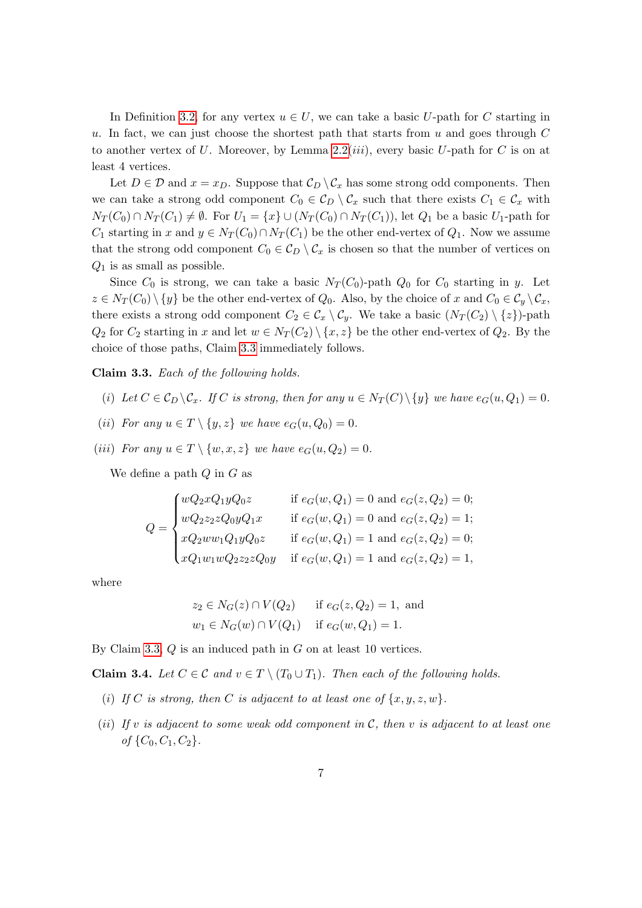In Definition 3.2, for any vertex $u \in U$, we can take a basic $U$-path for $C$ starting in $u$. In fact, we can just choose the shortest path that starts from $u$ and goes through $C$ to another vertex of $U$. Moreover, by Lemma 2.2($iii$), every basic $U$-path for $C$ is on at least 4 vertices.

Let $D \in \mathcal{D}$ and $x = x_D$. Suppose that $\mathcal{C}_D \setminus \mathcal{C}_x$ has some strong odd components. Then we can take a strong odd component $C_0 \in \mathcal{C}_D \setminus \mathcal{C}_x$ such that there exists $C_1 \in \mathcal{C}_x$ with $N_T(C_0) \cap N_T(C_1) \neq \emptyset$. For $U_1 = \{x\} \cup (N_T(C_0) \cap N_T(C_1))$, let $Q_1$ be a basic $U_1$-path for $C_1$ starting in $x$ and $y \in N_T(C_0) \cap N_T(C_1)$ be the other end-vertex of $Q_1$. Now we assume that the strong odd component $C_0 \in \mathcal{C}_D \setminus \mathcal{C}_x$ is chosen so that the number of vertices on $Q_1$ is as small as possible.

Since $C_0$ is strong, we can take a basic $N_T(C_0)$-path $Q_0$ for $C_0$ starting in $y$. Let $z \in N_T(C_0) \setminus \{y\}$ be the other end-vertex of $Q_0$. Also, by the choice of $x$ and $C_0 \in \mathcal{C}_y \setminus \mathcal{C}_x$, there exists a strong odd component $C_2 \in \mathcal{C}_x \setminus \mathcal{C}_y$. We take a basic $(N_T(C_2) \setminus \{z\})$-path $Q_2$ for $C_2$ starting in $x$ and let $w \in N_T(C_2) \setminus \{x, z\}$ be the other end-vertex of $Q_2$. By the choice of those paths, Claim 3.3 immediately follows.

**Claim 3.3.** *Each of the following holds.*

($i$) *Let $C \in \mathcal{C}_D \setminus \mathcal{C}_x$. If $C$ is strong, then for any $u \in N_T(C) \setminus \{y\}$ we have $e_G(u, Q_1) = 0$.*

($ii$) *For any $u \in T \setminus \{y, z\}$ we have $e_G(u, Q_0) = 0$.*

($iii$) *For any $u \in T \setminus \{w, x, z\}$ we have $e_G(u, Q_2) = 0$.*

We define a path $Q$ in $G$ as

$$Q = \begin{cases} wQ_2xQ_1yQ_0z & \text{if } e_G(w, Q_1) = 0 \text{ and } e_G(z, Q_2) = 0; \\ wQ_2z_2zQ_0yQ_1x & \text{if } e_G(w, Q_1) = 0 \text{ and } e_G(z, Q_2) = 1; \\ xQ_2ww_1Q_1yQ_0z & \text{if } e_G(w, Q_1) = 1 \text{ and } e_G(z, Q_2) = 0; \\ xQ_1w_1wQ_2z_2zQ_0y & \text{if } e_G(w, Q_1) = 1 \text{ and } e_G(z, Q_2) = 1, \end{cases}$$

where

$$\begin{aligned} z_2 &\in N_G(z) \cap V(Q_2) \quad \text{if } e_G(z, Q_2) = 1, \text{ and} \\ w_1 &\in N_G(w) \cap V(Q_1) \quad \text{if } e_G(w, Q_1) = 1. \end{aligned}$$

By Claim 3.3, $Q$ is an induced path in $G$ on at least 10 vertices.

**Claim 3.4.** *Let $C \in \mathcal{C}$ and $v \in T \setminus (T_0 \cup T_1)$. Then each of the following holds.*

($i$) *If $C$ is strong, then $C$ is adjacent to at least one of $\{x, y, z, w\}$.*

($ii$) *If $v$ is adjacent to some weak odd component in $\mathcal{C}$, then $v$ is adjacent to at least one of $\{C_0, C_1, C_2\}$.*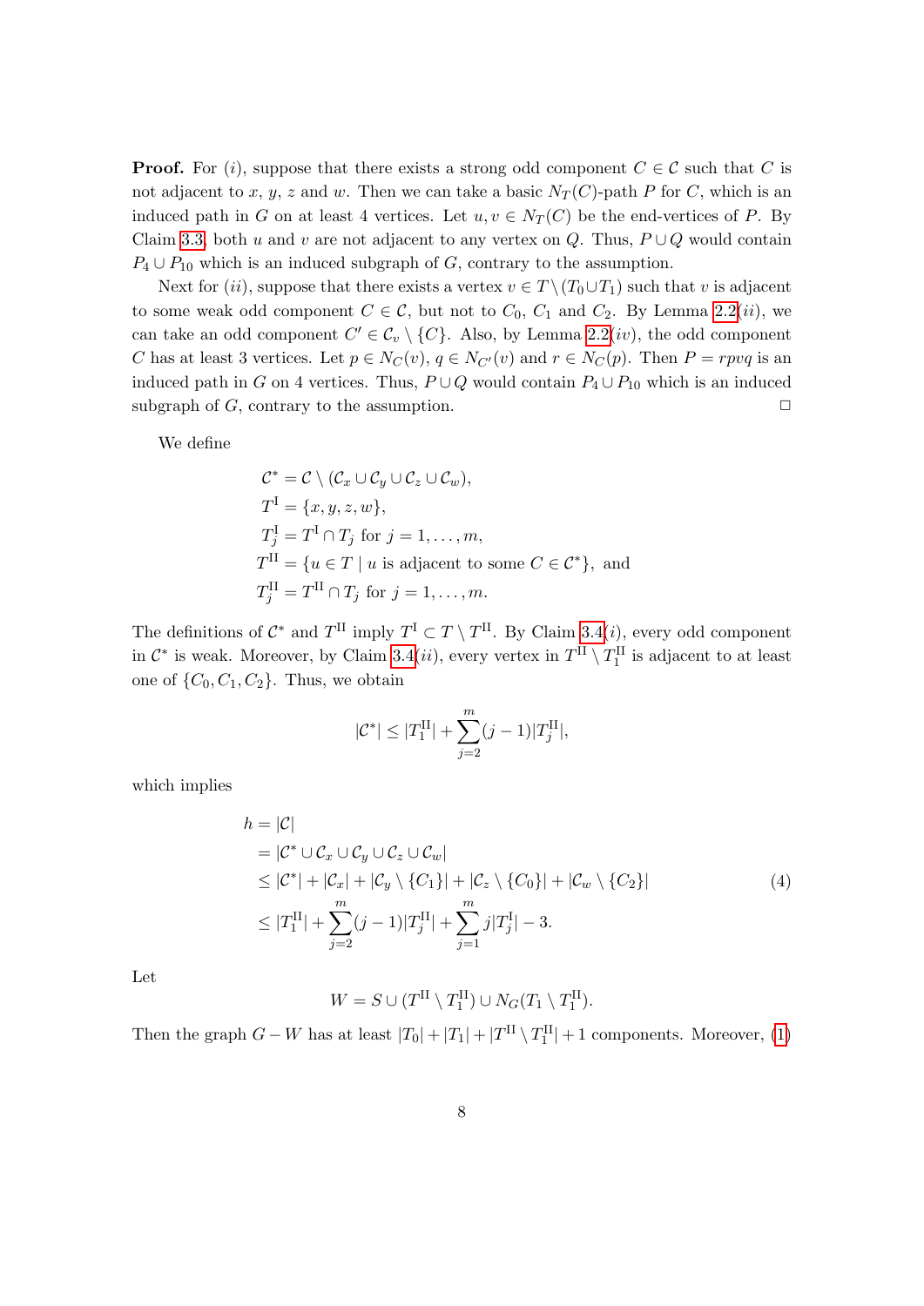**Proof.** For $(i)$, suppose that there exists a strong odd component $C \in \mathcal{C}$ such that $C$ is not adjacent to $x$, $y$, $z$ and $w$. Then we can take a basic $N_T(C)$-path $P$ for $C$, which is an induced path in $G$ on at least 4 vertices. Let $u, v \in N_T(C)$ be the end-vertices of $P$. By Claim 3.3, both $u$ and $v$ are not adjacent to any vertex on $Q$. Thus, $P \cup Q$ would contain $P_4 \cup P_{10}$ which is an induced subgraph of $G$, contrary to the assumption.

Next for $(ii)$, suppose that there exists a vertex $v \in T \setminus (T_0 \cup T_1)$ such that $v$ is adjacent to some weak odd component $C \in \mathcal{C}$, but not to $C_0$, $C_1$ and $C_2$. By Lemma 2.2$(ii)$, we can take an odd component $C' \in \mathcal{C}_v \setminus \{C\}$. Also, by Lemma 2.2$(iv)$, the odd component $C$ has at least 3 vertices. Let $p \in N_C(v)$, $q \in N_{C'}(v)$ and $r \in N_C(p)$. Then $P = rpvq$ is an induced path in $G$ on 4 vertices. Thus, $P \cup Q$ would contain $P_4 \cup P_{10}$ which is an induced subgraph of $G$, contrary to the assumption. $\square$

We define

$$
\begin{aligned}
&\mathcal{C}^* = \mathcal{C} \setminus (\mathcal{C}_x \cup \mathcal{C}_y \cup \mathcal{C}_z \cup \mathcal{C}_w),\\
&T^{\mathrm{I}} = \{x, y, z, w\},\\
&T^{\mathrm{I}}_j = T^{\mathrm{I}} \cap T_j \text{ for } j = 1, \ldots, m,\\
&T^{\mathrm{II}} = \{u \in T \mid u \text{ is adjacent to some } C \in \mathcal{C}^*\}, \text{ and}\\
&T^{\mathrm{II}}_j = T^{\mathrm{II}} \cap T_j \text{ for } j = 1, \ldots, m.
\end{aligned}
$$

The definitions of $\mathcal{C}^*$ and $T^{\mathrm{II}}$ imply $T^{\mathrm{I}} \subset T \setminus T^{\mathrm{II}}$. By Claim 3.4$(i)$, every odd component in $\mathcal{C}^*$ is weak. Moreover, by Claim 3.4$(ii)$, every vertex in $T^{\mathrm{II}} \setminus T^{\mathrm{II}}_1$ is adjacent to at least one of $\{C_0, C_1, C_2\}$. Thus, we obtain

$$
|\mathcal{C}^*| \le |T^{\mathrm{II}}_1| + \sum_{j=2}^{m} (j-1)|T^{\mathrm{II}}_j|,
$$

which implies

$$
\begin{aligned}
h &= |\mathcal{C}|\\
&= |\mathcal{C}^* \cup \mathcal{C}_x \cup \mathcal{C}_y \cup \mathcal{C}_z \cup \mathcal{C}_w|\\
&\le |\mathcal{C}^*| + |\mathcal{C}_x| + |\mathcal{C}_y \setminus \{C_1\}| + |\mathcal{C}_z \setminus \{C_0\}| + |\mathcal{C}_w \setminus \{C_2\}| \\
&\le |T^{\mathrm{II}}_1| + \sum_{j=2}^{m} (j-1)|T^{\mathrm{II}}_j| + \sum_{j=1}^{m} j|T^{\mathrm{I}}_j| - 3.
\end{aligned} \tag{4}
$$

Let

$$
W = S \cup (T^{\mathrm{II}} \setminus T^{\mathrm{II}}_1) \cup N_G(T_1 \setminus T^{\mathrm{II}}_1).
$$

Then the graph $G - W$ has at least $|T_0| + |T_1| + |T^{\mathrm{II}} \setminus T^{\mathrm{II}}_1| + 1$ components. Moreover, (1)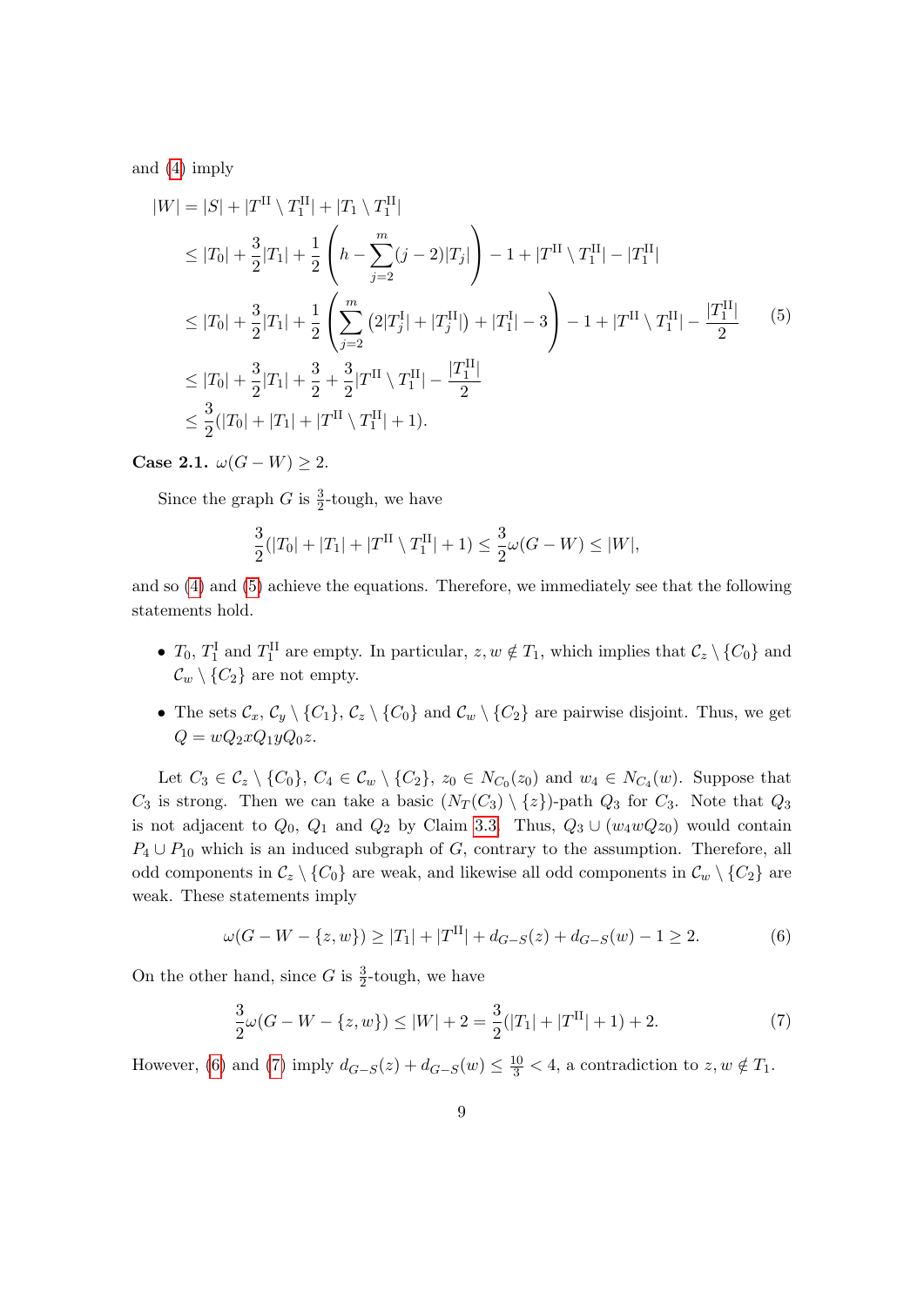and (4) imply

$$
\begin{aligned}
|W| &= |S| + |T^{\mathrm{II}} \setminus T_1^{\mathrm{II}}| + |T_1 \setminus T_1^{\mathrm{II}}| \\
&\leq |T_0| + \frac{3}{2}|T_1| + \frac{1}{2}\left(h - \sum_{j=2}^{m}(j-2)|T_j|\right) - 1 + |T^{\mathrm{II}} \setminus T_1^{\mathrm{II}}| - |T_1^{\mathrm{II}}| \\
&\leq |T_0| + \frac{3}{2}|T_1| + \frac{1}{2}\left(\sum_{j=2}^{m}\left(2|T_j^{\mathrm{I}}| + |T_j^{\mathrm{II}}|\right) + |T_1^{\mathrm{I}}| - 3\right) - 1 + |T^{\mathrm{II}} \setminus T_1^{\mathrm{II}}| - \frac{|T_1^{\mathrm{II}}|}{2} \\
&\leq |T_0| + \frac{3}{2}|T_1| + \frac{3}{2} + \frac{3}{2}|T^{\mathrm{II}} \setminus T_1^{\mathrm{II}}| - \frac{|T_1^{\mathrm{II}}|}{2} \\
&\leq \frac{3}{2}(|T_0| + |T_1| + |T^{\mathrm{II}} \setminus T_1^{\mathrm{II}}| + 1).
\end{aligned} \tag{5}
$$

**Case 2.1.** $\omega(G - W) \geq 2$.

Since the graph $G$ is $\frac{3}{2}$-tough, we have

$$
\frac{3}{2}(|T_0| + |T_1| + |T^{\mathrm{II}} \setminus T_1^{\mathrm{II}}| + 1) \leq \frac{3}{2}\omega(G - W) \leq |W|,
$$

and so (4) and (5) achieve the equations. Therefore, we immediately see that the following statements hold.

- $T_0$, $T_1^{\mathrm{I}}$ and $T_1^{\mathrm{II}}$ are empty. In particular, $z, w \notin T_1$, which implies that $\mathcal{C}_z \setminus \{C_0\}$ and $\mathcal{C}_w \setminus \{C_2\}$ are not empty.
- The sets $\mathcal{C}_x$, $\mathcal{C}_y \setminus \{C_1\}$, $\mathcal{C}_z \setminus \{C_0\}$ and $\mathcal{C}_w \setminus \{C_2\}$ are pairwise disjoint. Thus, we get $Q = wQ_2xQ_1yQ_0z$.

Let $C_3 \in \mathcal{C}_z \setminus \{C_0\}$, $C_4 \in \mathcal{C}_w \setminus \{C_2\}$, $z_0 \in N_{C_0}(z_0)$ and $w_4 \in N_{C_4}(w)$. Suppose that $C_3$ is strong. Then we can take a basic $(N_T(C_3) \setminus \{z\})$-path $Q_3$ for $C_3$. Note that $Q_3$ is not adjacent to $Q_0$, $Q_1$ and $Q_2$ by Claim 3.3. Thus, $Q_3 \cup (w_4wQz_0)$ would contain $P_4 \cup P_{10}$ which is an induced subgraph of $G$, contrary to the assumption. Therefore, all odd components in $\mathcal{C}_z \setminus \{C_0\}$ are weak, and likewise all odd components in $\mathcal{C}_w \setminus \{C_2\}$ are weak. These statements imply

$$
\omega(G - W - \{z, w\}) \geq |T_1| + |T^{\mathrm{II}}| + d_{G-S}(z) + d_{G-S}(w) - 1 \geq 2. \tag{6}
$$

On the other hand, since $G$ is $\frac{3}{2}$-tough, we have

$$
\frac{3}{2}\omega(G - W - \{z, w\}) \leq |W| + 2 = \frac{3}{2}(|T_1| + |T^{\mathrm{II}}| + 1) + 2. \tag{7}
$$

However, (6) and (7) imply $d_{G-S}(z) + d_{G-S}(w) \leq \frac{10}{3} < 4$, a contradiction to $z, w \notin T_1$.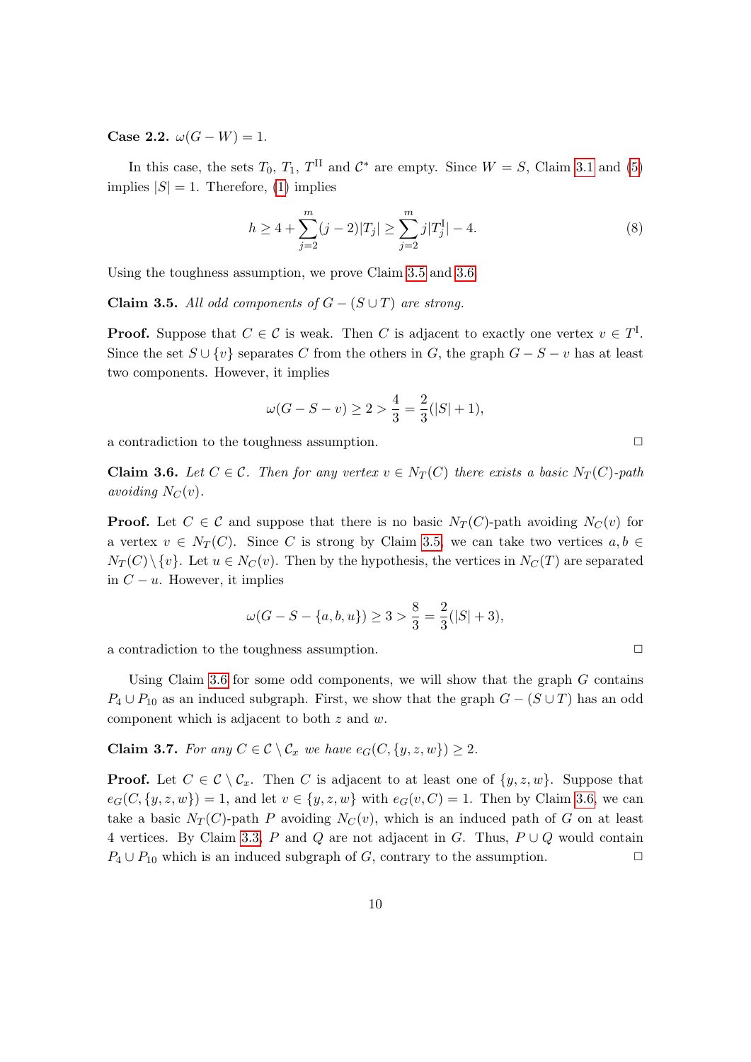**Case 2.2.** $\omega(G - W) = 1$.

In this case, the sets $T_0$, $T_1$, $T^{\mathrm{II}}$ and $\mathcal{C}^*$ are empty. Since $W = S$, Claim 3.1 and (5) implies $|S| = 1$. Therefore, (1) implies

$$h \geq 4 + \sum_{j=2}^{m} (j-2)|T_j| \geq \sum_{j=2}^{m} j|T_j^{\mathrm{I}}| - 4. \tag{8}$$

Using the toughness assumption, we prove Claim 3.5 and 3.6.

**Claim 3.5.** *All odd components of $G - (S \cup T)$ are strong.*

**Proof.** Suppose that $C \in \mathcal{C}$ is weak. Then $C$ is adjacent to exactly one vertex $v \in T^{\mathrm{I}}$. Since the set $S \cup \{v\}$ separates $C$ from the others in $G$, the graph $G - S - v$ has at least two components. However, it implies

$$\omega(G - S - v) \geq 2 > \frac{4}{3} = \frac{2}{3}(|S| + 1),$$

a contradiction to the toughness assumption. □

**Claim 3.6.** *Let $C \in \mathcal{C}$. Then for any vertex $v \in N_T(C)$ there exists a basic $N_T(C)$-path avoiding $N_C(v)$.*

**Proof.** Let $C \in \mathcal{C}$ and suppose that there is no basic $N_T(C)$-path avoiding $N_C(v)$ for a vertex $v \in N_T(C)$. Since $C$ is strong by Claim 3.5, we can take two vertices $a, b \in N_T(C) \setminus \{v\}$. Let $u \in N_C(v)$. Then by the hypothesis, the vertices in $N_C(T)$ are separated in $C - u$. However, it implies

$$\omega(G - S - \{a, b, u\}) \geq 3 > \frac{8}{3} = \frac{2}{3}(|S| + 3),$$

a contradiction to the toughness assumption. □

Using Claim 3.6 for some odd components, we will show that the graph $G$ contains $P_4 \cup P_{10}$ as an induced subgraph. First, we show that the graph $G - (S \cup T)$ has an odd component which is adjacent to both $z$ and $w$.

**Claim 3.7.** *For any $C \in \mathcal{C} \setminus \mathcal{C}_x$ we have $e_G(C, \{y, z, w\}) \geq 2$.*

**Proof.** Let $C \in \mathcal{C} \setminus \mathcal{C}_x$. Then $C$ is adjacent to at least one of $\{y, z, w\}$. Suppose that $e_G(C, \{y, z, w\}) = 1$, and let $v \in \{y, z, w\}$ with $e_G(v, C) = 1$. Then by Claim 3.6, we can take a basic $N_T(C)$-path $P$ avoiding $N_C(v)$, which is an induced path of $G$ on at least 4 vertices. By Claim 3.3, $P$ and $Q$ are not adjacent in $G$. Thus, $P \cup Q$ would contain $P_4 \cup P_{10}$ which is an induced subgraph of $G$, contrary to the assumption. □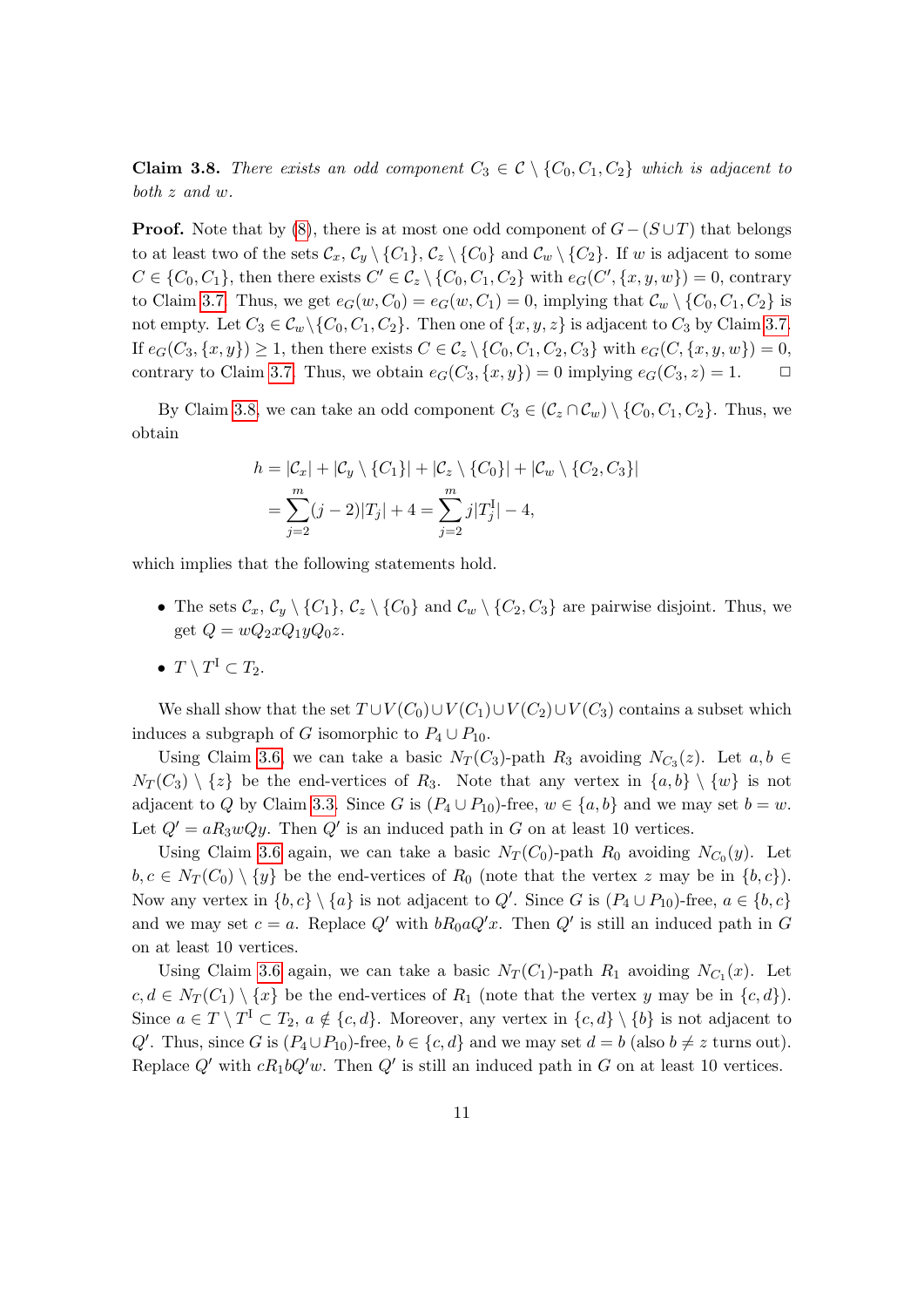**Claim 3.8.** *There exists an odd component $C_3 \in \mathcal{C} \setminus \{C_0, C_1, C_2\}$ which is adjacent to both $z$ and $w$.*

**Proof.** Note that by (8), there is at most one odd component of $G-(S \cup T)$ that belongs to at least two of the sets $\mathcal{C}_x$, $\mathcal{C}_y \setminus \{C_1\}$, $\mathcal{C}_z \setminus \{C_0\}$ and $\mathcal{C}_w \setminus \{C_2\}$. If $w$ is adjacent to some $C \in \{C_0, C_1\}$, then there exists $C' \in \mathcal{C}_z \setminus \{C_0, C_1, C_2\}$ with $e_G(C', \{x, y, w\}) = 0$, contrary to Claim 3.7. Thus, we get $e_G(w, C_0) = e_G(w, C_1) = 0$, implying that $\mathcal{C}_w \setminus \{C_0, C_1, C_2\}$ is not empty. Let $C_3 \in \mathcal{C}_w \setminus \{C_0, C_1, C_2\}$. Then one of $\{x, y, z\}$ is adjacent to $C_3$ by Claim 3.7. If $e_G(C_3, \{x, y\}) \geq 1$, then there exists $C \in \mathcal{C}_z \setminus \{C_0, C_1, C_2, C_3\}$ with $e_G(C, \{x, y, w\}) = 0$, contrary to Claim 3.7. Thus, we obtain $e_G(C_3, \{x, y\}) = 0$ implying $e_G(C_3, z) = 1$. $\square$

By Claim 3.8, we can take an odd component $C_3 \in (\mathcal{C}_z \cap \mathcal{C}_w) \setminus \{C_0, C_1, C_2\}$. Thus, we obtain

$$
\begin{aligned}
h &= |\mathcal{C}_x| + |\mathcal{C}_y \setminus \{C_1\}| + |\mathcal{C}_z \setminus \{C_0\}| + |\mathcal{C}_w \setminus \{C_2, C_3\}| \\
&= \sum_{j=2}^{m} (j-2)|T_j| + 4 = \sum_{j=2}^{m} j|T_j^{\mathrm{I}}| - 4,
\end{aligned}
$$

which implies that the following statements hold.

- The sets $\mathcal{C}_x$, $\mathcal{C}_y \setminus \{C_1\}$, $\mathcal{C}_z \setminus \{C_0\}$ and $\mathcal{C}_w \setminus \{C_2, C_3\}$ are pairwise disjoint. Thus, we get $Q = wQ_2xQ_1yQ_0z$.
- $T \setminus T^{\mathrm{I}} \subset T_2$.

We shall show that the set $T \cup V(C_0) \cup V(C_1) \cup V(C_2) \cup V(C_3)$ contains a subset which induces a subgraph of $G$ isomorphic to $P_4 \cup P_{10}$.

Using Claim 3.6, we can take a basic $N_T(C_3)$-path $R_3$ avoiding $N_{C_3}(z)$. Let $a, b \in N_T(C_3) \setminus \{z\}$ be the end-vertices of $R_3$. Note that any vertex in $\{a, b\} \setminus \{w\}$ is not adjacent to $Q$ by Claim 3.3. Since $G$ is $(P_4 \cup P_{10})$-free, $w \in \{a, b\}$ and we may set $b = w$. Let $Q' = aR_3wQy$. Then $Q'$ is an induced path in $G$ on at least 10 vertices.

Using Claim 3.6 again, we can take a basic $N_T(C_0)$-path $R_0$ avoiding $N_{C_0}(y)$. Let $b, c \in N_T(C_0) \setminus \{y\}$ be the end-vertices of $R_0$ (note that the vertex $z$ may be in $\{b, c\}$). Now any vertex in $\{b, c\} \setminus \{a\}$ is not adjacent to $Q'$. Since $G$ is $(P_4 \cup P_{10})$-free, $a \in \{b, c\}$ and we may set $c = a$. Replace $Q'$ with $bR_0aQ'x$. Then $Q'$ is still an induced path in $G$ on at least 10 vertices.

Using Claim 3.6 again, we can take a basic $N_T(C_1)$-path $R_1$ avoiding $N_{C_1}(x)$. Let $c, d \in N_T(C_1) \setminus \{x\}$ be the end-vertices of $R_1$ (note that the vertex $y$ may be in $\{c, d\}$). Since $a \in T \setminus T^{\mathrm{I}} \subset T_2$, $a \notin \{c, d\}$. Moreover, any vertex in $\{c, d\} \setminus \{b\}$ is not adjacent to $Q'$. Thus, since $G$ is $(P_4 \cup P_{10})$-free, $b \in \{c, d\}$ and we may set $d = b$ (also $b \neq z$ turns out). Replace $Q'$ with $cR_1bQ'w$. Then $Q'$ is still an induced path in $G$ on at least 10 vertices.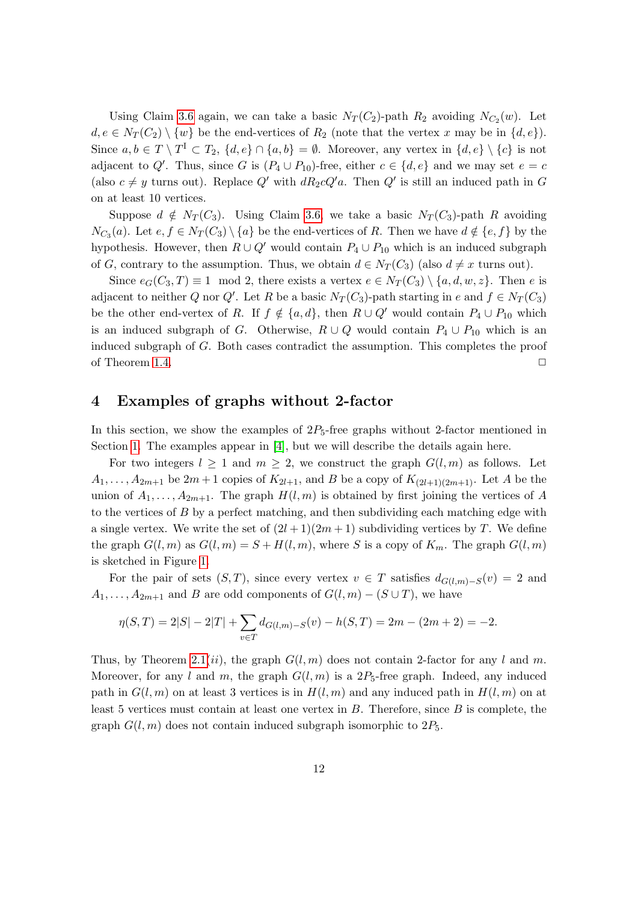Using Claim 3.6 again, we can take a basic $N_T(C_2)$-path $R_2$ avoiding $N_{C_2}(w)$. Let $d, e \in N_T(C_2) \setminus \{w\}$ be the end-vertices of $R_2$ (note that the vertex $x$ may be in $\{d, e\}$). Since $a, b \in T \setminus T^{\mathrm{I}} \subset T_2$, $\{d, e\} \cap \{a, b\} = \emptyset$. Moreover, any vertex in $\{d, e\} \setminus \{c\}$ is not adjacent to $Q'$. Thus, since $G$ is $(P_4 \cup P_{10})$-free, either $c \in \{d, e\}$ and we may set $e = c$ (also $c \neq y$ turns out). Replace $Q'$ with $dR_2cQ'a$. Then $Q'$ is still an induced path in $G$ on at least 10 vertices.

Suppose $d \notin N_T(C_3)$. Using Claim 3.6, we take a basic $N_T(C_3)$-path $R$ avoiding $N_{C_3}(a)$. Let $e, f \in N_T(C_3) \setminus \{a\}$ be the end-vertices of $R$. Then we have $d \notin \{e, f\}$ by the hypothesis. However, then $R \cup Q'$ would contain $P_4 \cup P_{10}$ which is an induced subgraph of $G$, contrary to the assumption. Thus, we obtain $d \in N_T(C_3)$ (also $d \neq x$ turns out).

Since $e_G(C_3, T) \equiv 1 \mod 2$, there exists a vertex $e \in N_T(C_3) \setminus \{a, d, w, z\}$. Then $e$ is adjacent to neither $Q$ nor $Q'$. Let $R$ be a basic $N_T(C_3)$-path starting in $e$ and $f \in N_T(C_3)$ be the other end-vertex of $R$. If $f \notin \{a, d\}$, then $R \cup Q'$ would contain $P_4 \cup P_{10}$ which is an induced subgraph of $G$. Otherwise, $R \cup Q$ would contain $P_4 \cup P_{10}$ which is an induced subgraph of $G$. Both cases contradict the assumption. This completes the proof of Theorem 1.4. $\Box$

## 4 Examples of graphs without 2-factor

In this section, we show the examples of $2P_5$-free graphs without 2-factor mentioned in Section 1. The examples appear in [4], but we will describe the details again here.

For two integers $l \geq 1$ and $m \geq 2$, we construct the graph $G(l, m)$ as follows. Let $A_1, \ldots, A_{2m+1}$ be $2m+1$ copies of $K_{2l+1}$, and $B$ be a copy of $K_{(2l+1)(2m+1)}$. Let $A$ be the union of $A_1, \ldots, A_{2m+1}$. The graph $H(l, m)$ is obtained by first joining the vertices of $A$ to the vertices of $B$ by a perfect matching, and then subdividing each matching edge with a single vertex. We write the set of $(2l+1)(2m+1)$ subdividing vertices by $T$. We define the graph $G(l, m)$ as $G(l, m) = S + H(l, m)$, where $S$ is a copy of $K_m$. The graph $G(l, m)$ is sketched in Figure 1.

For the pair of sets $(S, T)$, since every vertex $v \in T$ satisfies $d_{G(l,m)-S}(v) = 2$ and $A_1, \ldots, A_{2m+1}$ and $B$ are odd components of $G(l, m) - (S \cup T)$, we have

$$\eta(S, T) = 2|S| - 2|T| + \sum_{v \in T} d_{G(l,m)-S}(v) - h(S, T) = 2m - (2m + 2) = -2.$$

Thus, by Theorem 2.1(*ii*), the graph $G(l, m)$ does not contain 2-factor for any $l$ and $m$. Moreover, for any $l$ and $m$, the graph $G(l, m)$ is a $2P_5$-free graph. Indeed, any induced path in $G(l, m)$ on at least 3 vertices is in $H(l, m)$ and any induced path in $H(l, m)$ on at least 5 vertices must contain at least one vertex in $B$. Therefore, since $B$ is complete, the graph $G(l, m)$ does not contain induced subgraph isomorphic to $2P_5$.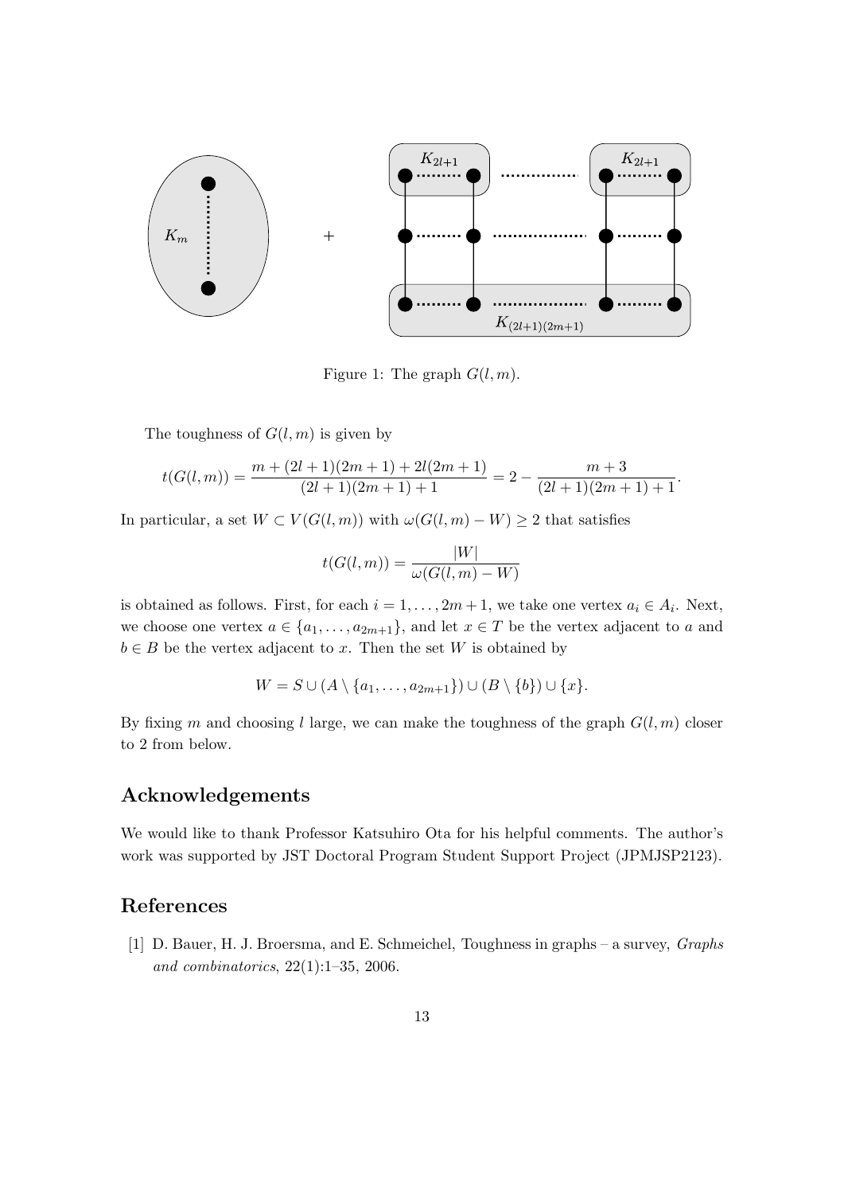Figure 1: The graph $G(l, m)$.

The toughness of $G(l, m)$ is given by

$$t(G(l,m)) = \frac{m + (2l+1)(2m+1) + 2l(2m+1)}{(2l+1)(2m+1)+1} = 2 - \frac{m+3}{(2l+1)(2m+1)+1}.$$

In particular, a set $W \subset V(G(l,m))$ with $\omega(G(l,m) - W) \geq 2$ that satisfies

$$t(G(l,m)) = \frac{|W|}{\omega(G(l,m) - W)}$$

is obtained as follows. First, for each $i = 1, \dots, 2m+1$, we take one vertex $a_i \in A_i$. Next, we choose one vertex $a \in \{a_1, \dots, a_{2m+1}\}$, and let $x \in T$ be the vertex adjacent to $a$ and $b \in B$ be the vertex adjacent to $x$. Then the set $W$ is obtained by

$$W = S \cup (A \setminus \{a_1, \dots, a_{2m+1}\}) \cup (B \setminus \{b\}) \cup \{x\}.$$

By fixing $m$ and choosing $l$ large, we can make the toughness of the graph $G(l, m)$ closer to 2 from below.

## Acknowledgements

We would like to thank Professor Katsuhiro Ota for his helpful comments. The author's work was supported by JST Doctoral Program Student Support Project (JPMJSP2123).

## References

[1] D. Bauer, H. J. Broersma, and E. Schmeichel, Toughness in graphs – a survey, *Graphs and combinatorics*, 22(1):1–35, 2006.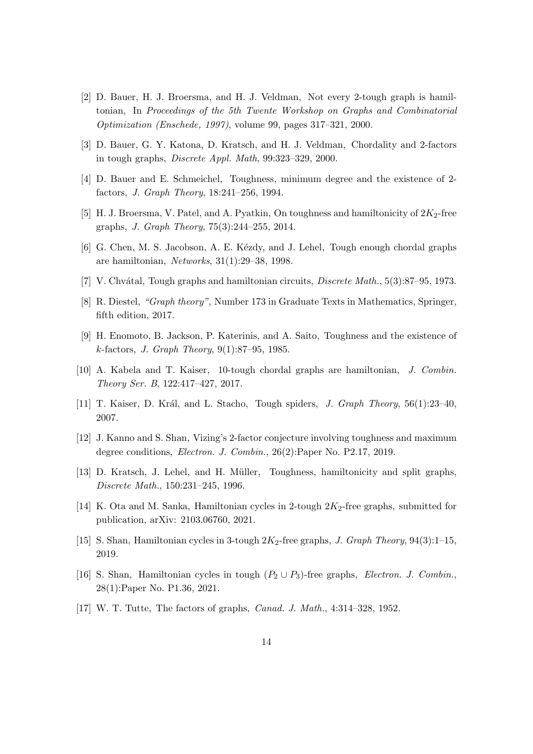[2] D. Bauer, H. J. Broersma, and H. J. Veldman, Not every 2-tough graph is hamiltonian, In *Proceedings of the 5th Twente Workshop on Graphs and Combinatorial Optimization (Enschede, 1997)*, volume 99, pages 317–321, 2000.

[3] D. Bauer, G. Y. Katona, D. Kratsch, and H. J. Veldman, Chordality and 2-factors in tough graphs, *Discrete Appl. Math*, 99:323–329, 2000.

[4] D. Bauer and E. Schmeichel, Toughness, minimum degree and the existence of 2-factors, *J. Graph Theory*, 18:241–256, 1994.

[5] H. J. Broersma, V. Patel, and A. Pyatkin, On toughness and hamiltonicity of $2K_2$-free graphs, *J. Graph Theory*, 75(3):244–255, 2014.

[6] G. Chen, M. S. Jacobson, A. E. Kézdy, and J. Lehel, Tough enough chordal graphs are hamiltonian, *Networks*, 31(1):29–38, 1998.

[7] V. Chvátal, Tough graphs and hamiltonian circuits, *Discrete Math.*, 5(3):87–95, 1973.

[8] R. Diestel, *"Graph theory"*, Number 173 in Graduate Texts in Mathematics, Springer, fifth edition, 2017.

[9] H. Enomoto, B. Jackson, P. Katerinis, and A. Saito, Toughness and the existence of $k$-factors, *J. Graph Theory*, 9(1):87–95, 1985.

[10] A. Kabela and T. Kaiser, 10-tough chordal graphs are hamiltonian, *J. Combin. Theory Ser. B*, 122:417–427, 2017.

[11] T. Kaiser, D. Král, and L. Stacho, Tough spiders, *J. Graph Theory*, 56(1):23–40, 2007.

[12] J. Kanno and S. Shan, Vizing's 2-factor conjecture involving toughness and maximum degree conditions, *Electron. J. Combin.*, 26(2):Paper No. P2.17, 2019.

[13] D. Kratsch, J. Lehel, and H. Müller, Toughness, hamiltonicity and split graphs, *Discrete Math.*, 150:231–245, 1996.

[14] K. Ota and M. Sanka, Hamiltonian cycles in 2-tough $2K_2$-free graphs, submitted for publication, arXiv: 2103.06760, 2021.

[15] S. Shan, Hamiltonian cycles in 3-tough $2K_2$-free graphs, *J. Graph Theory*, 94(3):1–15, 2019.

[16] S. Shan, Hamiltonian cycles in tough $(P_2 \cup P_3)$-free graphs, *Electron. J. Combin.*, 28(1):Paper No. P1.36, 2021.

[17] W. T. Tutte, The factors of graphs, *Canad. J. Math.*, 4:314–328, 1952.